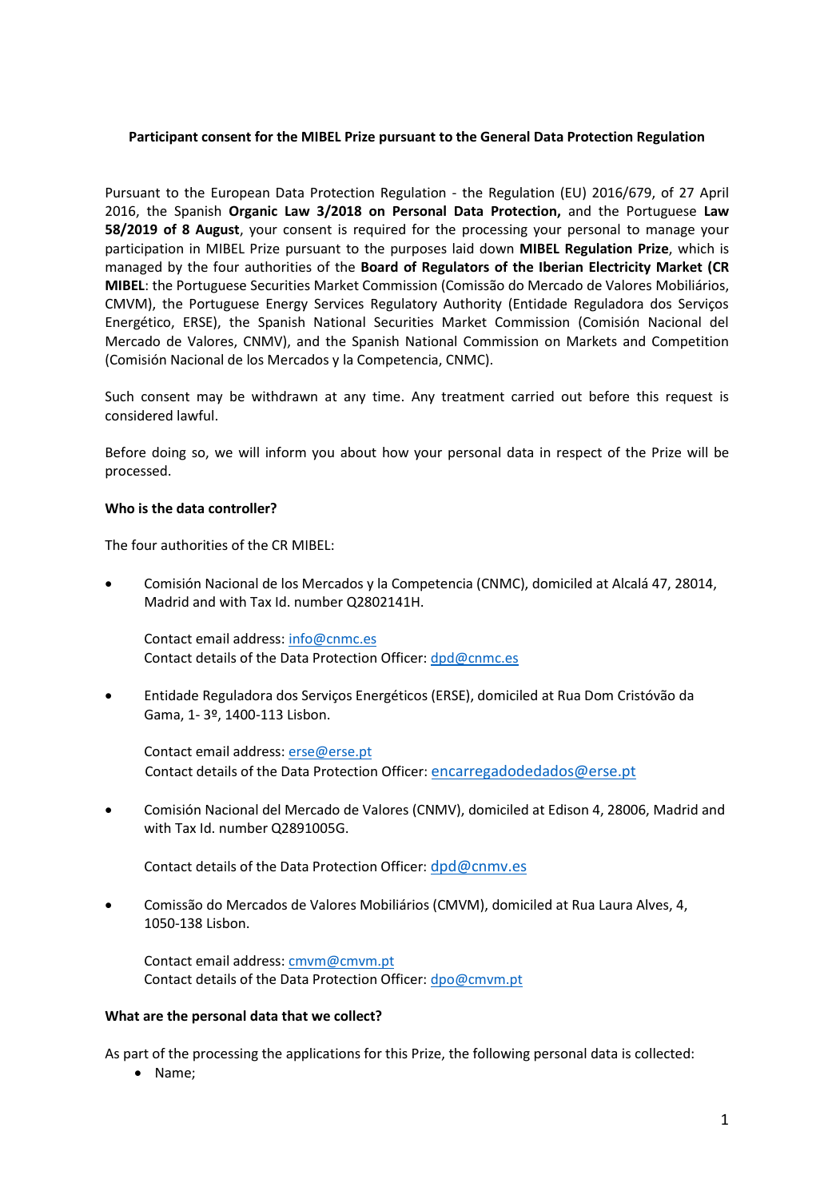**Participant consent for the MIBEL Prize pursuant to the General Data Protection Regulation**

Pursuant to the European Data Protection Regulation - the Regulation (EU) 2016/679, of 27 April 2016, the Spanish **Organic Law 3/2018 on Personal Data Protection,** and the Portuguese **Law 58/2019 of 8 August**, your consent is required for the processing your personal to manage your participation in MIBEL Prize pursuant to the purposes laid down **MIBEL Regulation Prize**, which is managed by the four authorities of the **Board of Regulators of the Iberian Electricity Market (CR MIBEL**: the Portuguese Securities Market Commission (Comissão do Mercado de Valores Mobiliários, CMVM), the Portuguese Energy Services Regulatory Authority (Entidade Reguladora dos Serviços Energético, ERSE), the Spanish National Securities Market Commission (Comisión Nacional del Mercado de Valores, CNMV), and the Spanish National Commission on Markets and Competition (Comisión Nacional de los Mercados y la Competencia, CNMC).

Such consent may be withdrawn at any time. Any treatment carried out before this request is considered lawful.

Before doing so, we will inform you about how your personal data in respect of the Prize will be processed.

**Who is the data controller?**

The four authorities of the CR MIBEL:

- Comisión Nacional de los Mercados y la Competencia (CNMC), domiciled at Alcalá 47, 28014, Madrid and with Tax Id. number Q2802141H.

  Contact email address: info@cnmc.es
  Contact details of the Data Protection Officer: dpd@cnmc.es

- Entidade Reguladora dos Serviços Energéticos (ERSE), domiciled at Rua Dom Cristóvão da Gama, 1- 3º, 1400-113 Lisbon.

  Contact email address: erse@erse.pt
  Contact details of the Data Protection Officer: encarregadodedados@erse.pt

- Comisión Nacional del Mercado de Valores (CNMV), domiciled at Edison 4, 28006, Madrid and with Tax Id. number Q2891005G.

  Contact details of the Data Protection Officer: dpd@cnmv.es

- Comissão do Mercados de Valores Mobiliários (CMVM), domiciled at Rua Laura Alves, 4, 1050-138 Lisbon.

  Contact email address: cmvm@cmvm.pt
  Contact details of the Data Protection Officer: dpo@cmvm.pt

**What are the personal data that we collect?**

As part of the processing the applications for this Prize, the following personal data is collected:

- Name;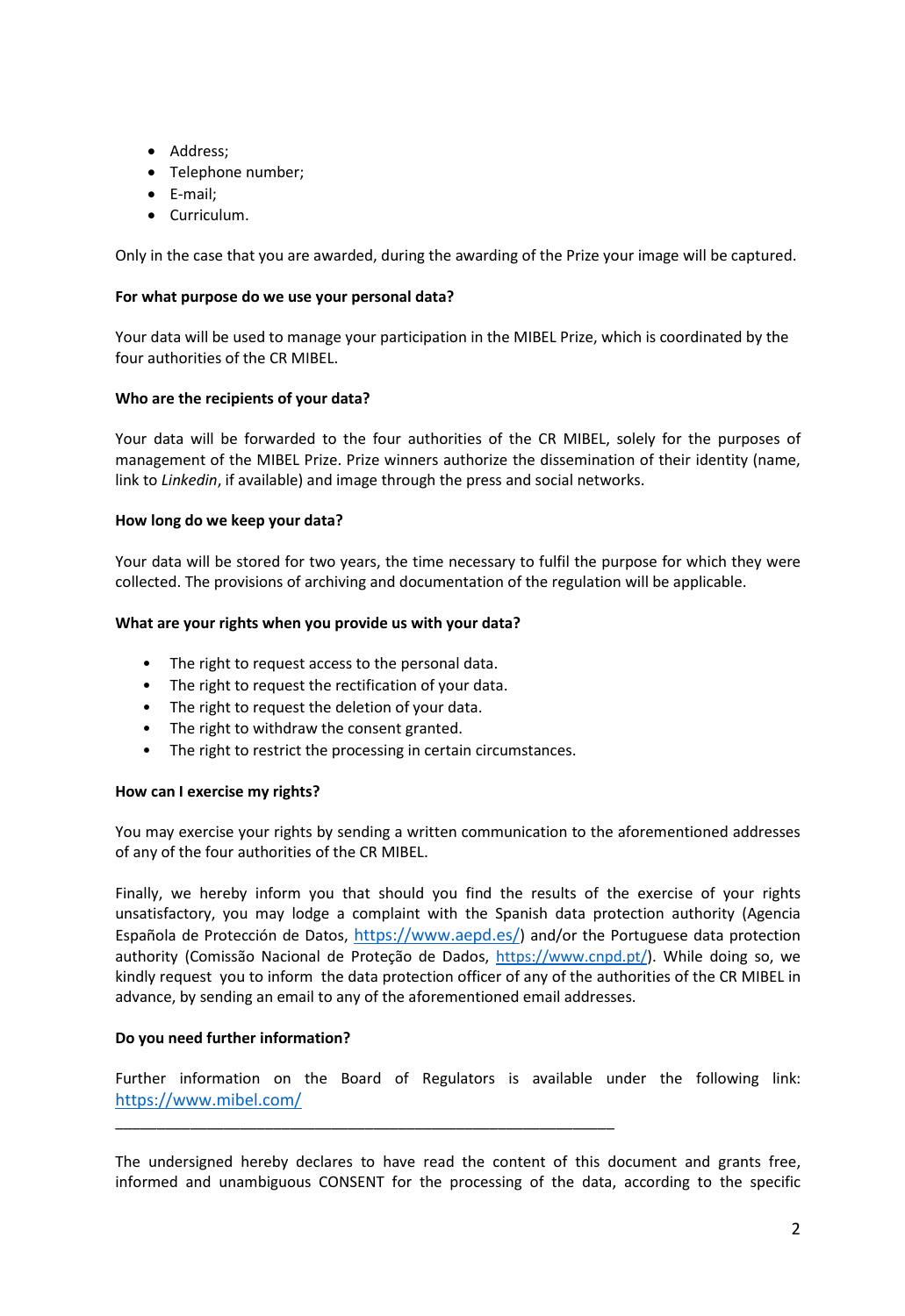- Address;
- Telephone number;
- E-mail;
- Curriculum.

Only in the case that you are awarded, during the awarding of the Prize your image will be captured.

**For what purpose do we use your personal data?**

Your data will be used to manage your participation in the MIBEL Prize, which is coordinated by the four authorities of the CR MIBEL.

**Who are the recipients of your data?**

Your data will be forwarded to the four authorities of the CR MIBEL, solely for the purposes of management of the MIBEL Prize. Prize winners authorize the dissemination of their identity (name, link to *Linkedin*, if available) and image through the press and social networks.

**How long do we keep your data?**

Your data will be stored for two years, the time necessary to fulfil the purpose for which they were collected. The provisions of archiving and documentation of the regulation will be applicable.

**What are your rights when you provide us with your data?**

- The right to request access to the personal data.
- The right to request the rectification of your data.
- The right to request the deletion of your data.
- The right to withdraw the consent granted.
- The right to restrict the processing in certain circumstances.

**How can I exercise my rights?**

You may exercise your rights by sending a written communication to the aforementioned addresses of any of the four authorities of the CR MIBEL.

Finally, we hereby inform you that should you find the results of the exercise of your rights unsatisfactory, you may lodge a complaint with the Spanish data protection authority (Agencia Española de Protección de Datos, https://www.aepd.es/) and/or the Portuguese data protection authority (Comissão Nacional de Proteção de Dados, https://www.cnpd.pt/). While doing so, we kindly request you to inform the data protection officer of any of the authorities of the CR MIBEL in advance, by sending an email to any of the aforementioned email addresses.

**Do you need further information?**

Further information on the Board of Regulators is available under the following link: https://www.mibel.com/

---

The undersigned hereby declares to have read the content of this document and grants free, informed and unambiguous CONSENT for the processing of the data, according to the specific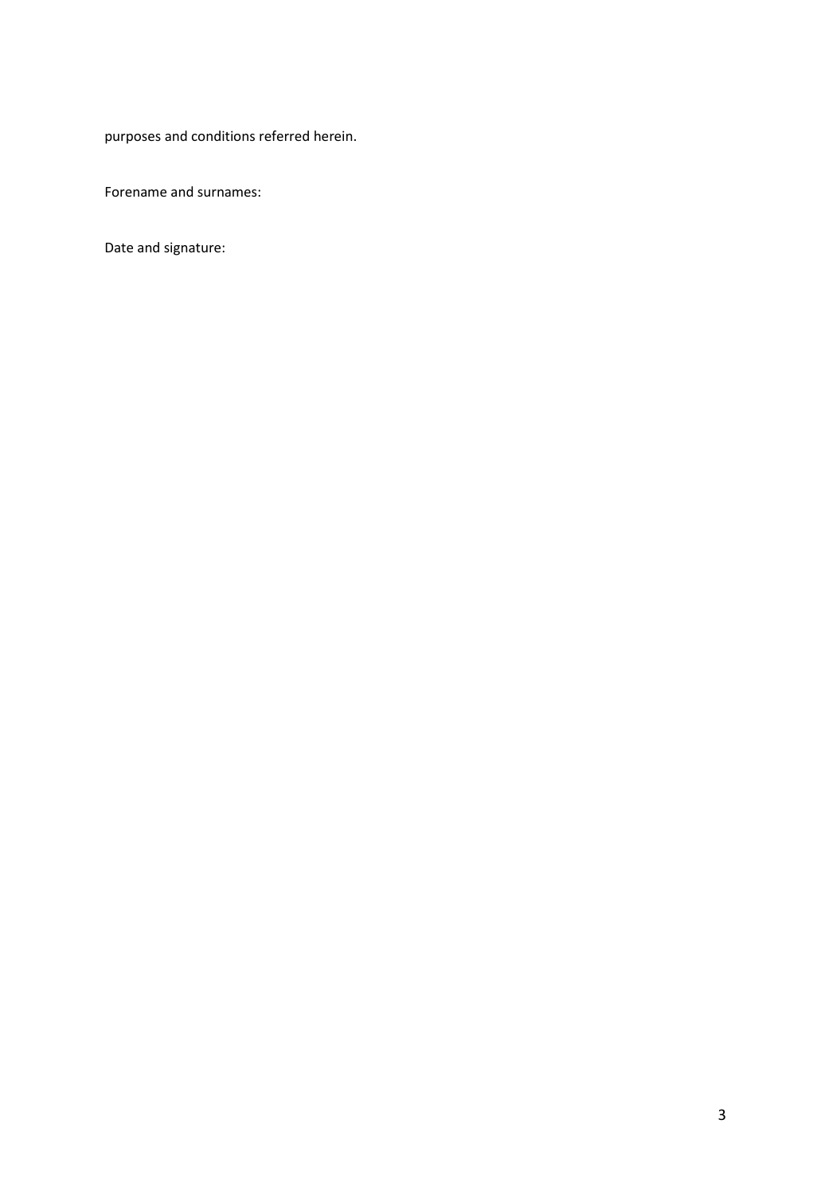purposes and conditions referred herein.

Forename and surnames:

Date and signature: